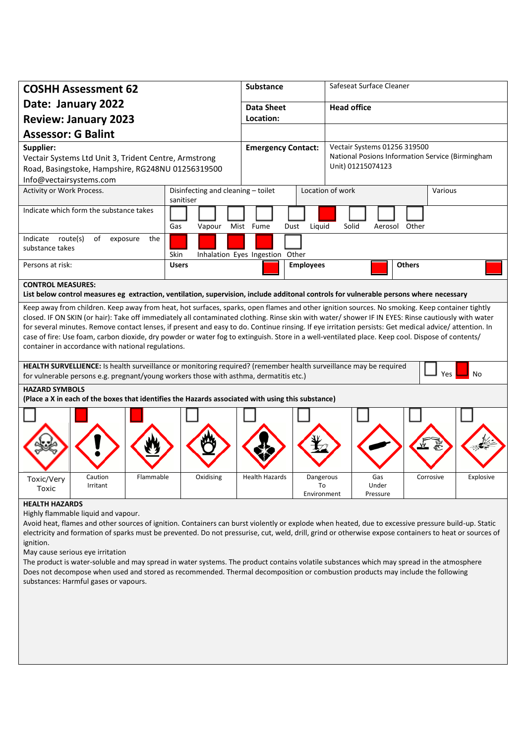| **COSHH Assessment 62** | **Substance** | Safeseat Surface Cleaner |
|---|---|---|
| **Date: January 2022** | **Data Sheet Location:** | **Head office** |
| **Review: January 2023** | | |
| **Assessor: G Balint** | | |
| **Supplier:** Vectair Systems Ltd Unit 3, Trident Centre, Armstrong Road, Basingstoke, Hampshire, RG248NU 01256319500 Info@vectairsystems.com | **Emergency Contact:** | Vectair Systems 01256 319500 National Posions Information Service (Birmingham Unit) 01215074123 |

| Activity or Work Process. | Disinfecting and cleaning – toilet sanitiser | Location of work | Various |
|---|---|---|---|

**Indicate which form the substance takes**

| Gas | Vapour | Mist | Fume | Dust | Liquid | Solid | Aerosol | Other |
|---|---|---|---|---|---|---|---|---|
| ☐ | ☐ | ☐ | ☐ | ☐ | ☒ | ☐ | ☐ | ☐ |

**Indicate route(s) of exposure the substance takes**

| Skin | Inhalation | Eyes | Ingestion | Other |
|---|---|---|---|---|
| ☒ | ☒ | ☒ | ☒ | ☐ |

**Persons at risk:**

| Users | Employees | Others |
|---|---|---|
| ☒ | ☒ | ☒ |

**CONTROL MEASURES:**
**List below control measures eg extraction, ventilation, supervision, include additonal controls for vulnerable persons where necessary**

Keep away from children. Keep away from heat, hot surfaces, sparks, open flames and other ignition sources. No smoking. Keep container tightly closed. IF ON SKIN (or hair): Take off immediately all contaminated clothing. Rinse skin with water/ shower IF IN EYES: Rinse cautiously with water for several minutes. Remove contact lenses, if present and easy to do. Continue rinsing. If eye irritation persists: Get medical advice/ attention. In case of fire: Use foam, carbon dioxide, dry powder or water fog to extinguish. Store in a well-ventilated place. Keep cool. Dispose of contents/ container in accordance with national regulations.

**HEALTH SURVELLIENCE:** Is health surveillance or monitoring required? (remember health surveillance may be required for vulnerable persons e.g. pregnant/young workers those with asthma, dermatitis etc.) ☐ Yes ☒ No

**HAZARD SYMBOLS**
**(Place a X in each of the boxes that identifies the Hazards associated with using this substance)**

| Toxic/Very Toxic | Caution Irritant | Flammable | Oxidising | Health Hazards | Dangerous To Environment | Gas Under Pressure | Corrosive | Explosive |
|---|---|---|---|---|---|---|---|---|
| ☐ | ☒ | ☒ | ☐ | ☐ | ☐ | ☐ | ☐ | ☐ |

**HEALTH HAZARDS**

Highly flammable liquid and vapour.

Avoid heat, flames and other sources of ignition. Containers can burst violently or explode when heated, due to excessive pressure build-up. Static electricity and formation of sparks must be prevented. Do not pressurise, cut, weld, drill, grind or otherwise expose containers to heat or sources of ignition.

May cause serious eye irritation

The product is water-soluble and may spread in water systems. The product contains volatile substances which may spread in the atmosphere Does not decompose when used and stored as recommended. Thermal decomposition or combustion products may include the following substances: Harmful gases or vapours.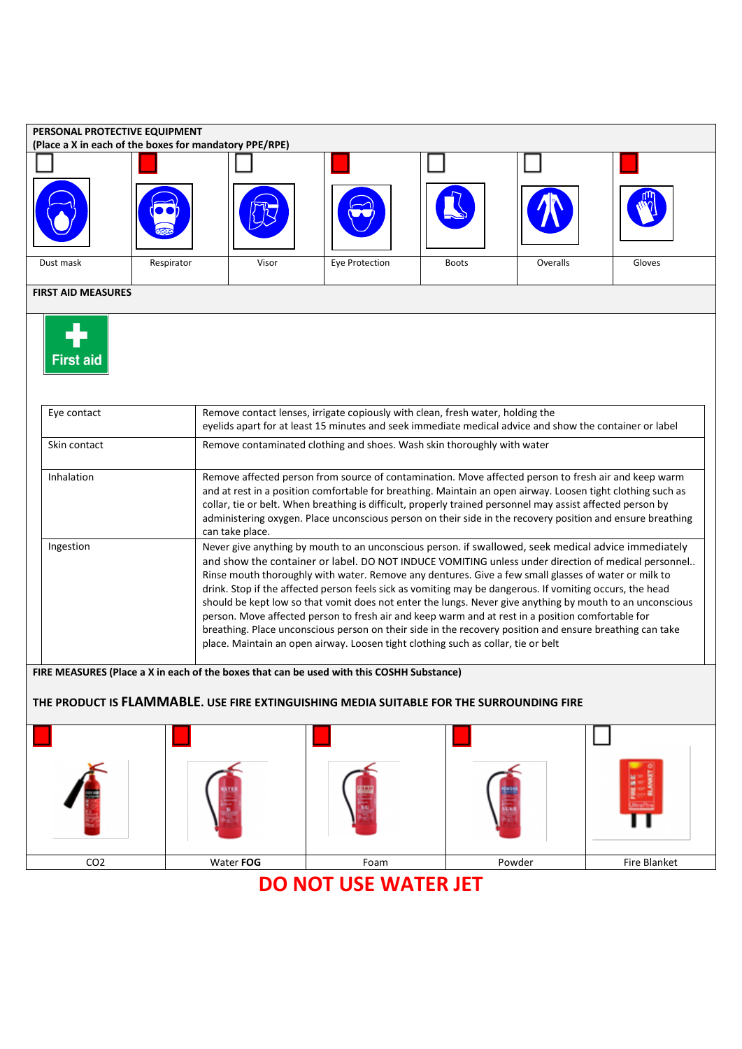## PERSONAL PROTECTIVE EQUIPMENT

**(Place a X in each of the boxes for mandatory PPE/RPE)**

| ☐ | ■ | ☐ | ■ | ☐ | ☐ | ■ |
|---|---|---|---|---|---|---|
| Dust mask | Respirator | Visor | Eye Protection | Boots | Overalls | Gloves |

## FIRST AID MEASURES

First aid

| | |
|---|---|
| Eye contact | Remove contact lenses, irrigate copiously with clean, fresh water, holding the eyelids apart for at least 15 minutes and seek immediate medical advice and show the container or label |
| Skin contact | Remove contaminated clothing and shoes. Wash skin thoroughly with water |
| Inhalation | Remove affected person from source of contamination. Move affected person to fresh air and keep warm and at rest in a position comfortable for breathing. Maintain an open airway. Loosen tight clothing such as collar, tie or belt. When breathing is difficult, properly trained personnel may assist affected person by administering oxygen. Place unconscious person on their side in the recovery position and ensure breathing can take place. |
| Ingestion | Never give anything by mouth to an unconscious person. if swallowed, seek medical advice immediately and show the container or label. DO NOT INDUCE VOMITING unless under direction of medical personnel.. Rinse mouth thoroughly with water. Remove any dentures. Give a few small glasses of water or milk to drink. Stop if the affected person feels sick as vomiting may be dangerous. If vomiting occurs, the head should be kept low so that vomit does not enter the lungs. Never give anything by mouth to an unconscious person. Move affected person to fresh air and keep warm and at rest in a position comfortable for breathing. Place unconscious person on their side in the recovery position and ensure breathing can take place. Maintain an open airway. Loosen tight clothing such as collar, tie or belt |

**FIRE MEASURES (Place a X in each of the boxes that can be used with this COSHH Substance)**

**THE PRODUCT IS FLAMMABLE. USE FIRE EXTINGUISHING MEDIA SUITABLE FOR THE SURROUNDING FIRE**

| ■ | ■ | ■ | ■ | ☐ |
|---|---|---|---|---|
| $CO_2$ | Water **FOG** | Foam | Powder | Fire Blanket |

**DO NOT USE WATER JET**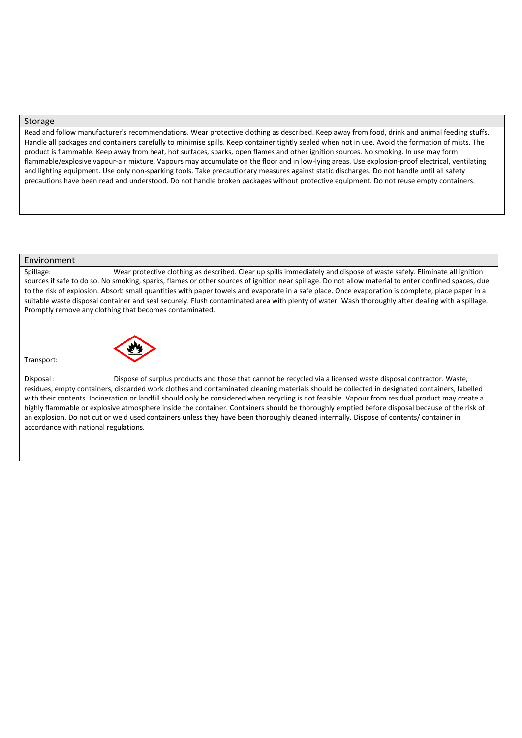## Storage

Read and follow manufacturer's recommendations. Wear protective clothing as described. Keep away from food, drink and animal feeding stuffs. Handle all packages and containers carefully to minimise spills. Keep container tightly sealed when not in use. Avoid the formation of mists. The product is flammable. Keep away from heat, hot surfaces, sparks, open flames and other ignition sources. No smoking. In use may form flammable/explosive vapour-air mixture. Vapours may accumulate on the floor and in low-lying areas. Use explosion-proof electrical, ventilating and lighting equipment. Use only non-sparking tools. Take precautionary measures against static discharges. Do not handle until all safety precautions have been read and understood. Do not handle broken packages without protective equipment. Do not reuse empty containers.

## Environment

Spillage: Wear protective clothing as described. Clear up spills immediately and dispose of waste safely. Eliminate all ignition sources if safe to do so. No smoking, sparks, flames or other sources of ignition near spillage. Do not allow material to enter confined spaces, due to the risk of explosion. Absorb small quantities with paper towels and evaporate in a safe place. Once evaporation is complete, place paper in a suitable waste disposal container and seal securely. Flush contaminated area with plenty of water. Wash thoroughly after dealing with a spillage. Promptly remove any clothing that becomes contaminated.

Transport:

Disposal : Dispose of surplus products and those that cannot be recycled via a licensed waste disposal contractor. Waste, residues, empty containers, discarded work clothes and contaminated cleaning materials should be collected in designated containers, labelled with their contents. Incineration or landfill should only be considered when recycling is not feasible. Vapour from residual product may create a highly flammable or explosive atmosphere inside the container. Containers should be thoroughly emptied before disposal because of the risk of an explosion. Do not cut or weld used containers unless they have been thoroughly cleaned internally. Dispose of contents/ container in accordance with national regulations.